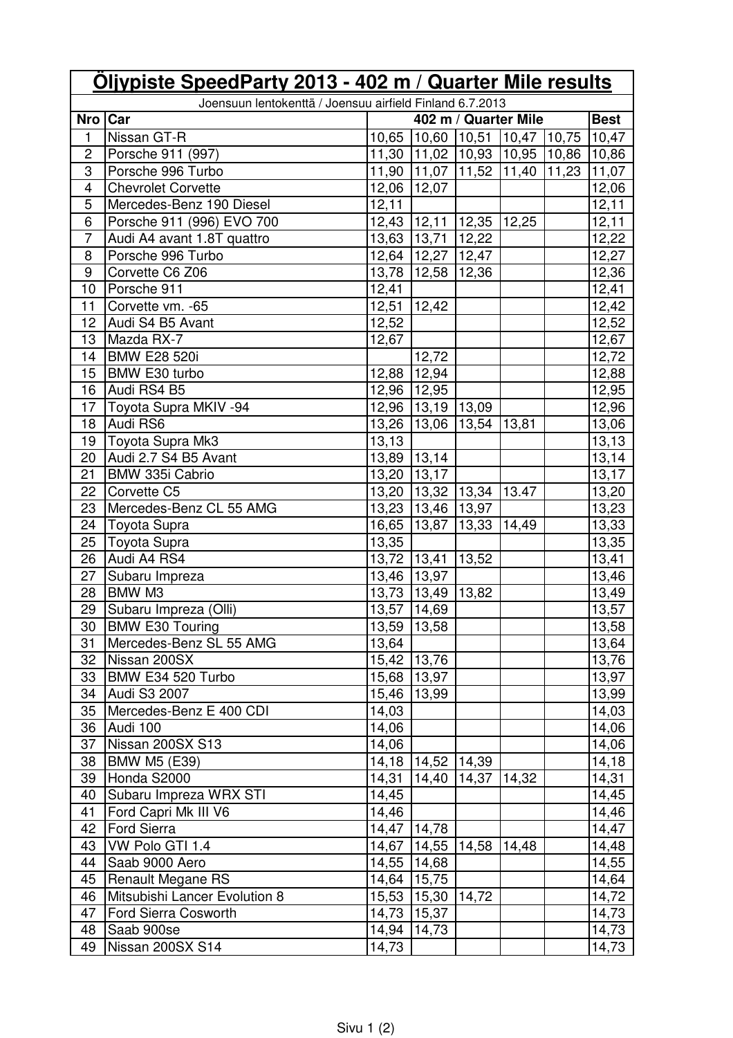# Öljypiste SpeedParty 2013 - 402 m / Quarter Mile results

Joensuun lentokenttä / Joensuu airfield Finland 6.7.2013

| Nro | Car | 402 m / Quarter Mile | | | | | Best |
|---|---|---|---|---|---|---|---|
| 1 | Nissan GT-R | 10,65 | 10,60 | 10,51 | 10,47 | 10,75 | 10,47 |
| 2 | Porsche 911 (997) | 11,30 | 11,02 | 10,93 | 10,95 | 10,86 | 10,86 |
| 3 | Porsche 996 Turbo | 11,90 | 11,07 | 11,52 | 11,40 | 11,23 | 11,07 |
| 4 | Chevrolet Corvette | 12,06 | 12,07 | | | | 12,06 |
| 5 | Mercedes-Benz 190 Diesel | 12,11 | | | | | 12,11 |
| 6 | Porsche 911 (996) EVO 700 | 12,43 | 12,11 | 12,35 | 12,25 | | 12,11 |
| 7 | Audi A4 avant 1.8T quattro | 13,63 | 13,71 | 12,22 | | | 12,22 |
| 8 | Porsche 996 Turbo | 12,64 | 12,27 | 12,47 | | | 12,27 |
| 9 | Corvette C6 Z06 | 13,78 | 12,58 | 12,36 | | | 12,36 |
| 10 | Porsche 911 | 12,41 | | | | | 12,41 |
| 11 | Corvette vm. -65 | 12,51 | 12,42 | | | | 12,42 |
| 12 | Audi S4 B5 Avant | 12,52 | | | | | 12,52 |
| 13 | Mazda RX-7 | 12,67 | | | | | 12,67 |
| 14 | BMW E28 520i | | 12,72 | | | | 12,72 |
| 15 | BMW E30 turbo | 12,88 | 12,94 | | | | 12,88 |
| 16 | Audi RS4 B5 | 12,96 | 12,95 | | | | 12,95 |
| 17 | Toyota Supra MKIV -94 | 12,96 | 13,19 | 13,09 | | | 12,96 |
| 18 | Audi RS6 | 13,26 | 13,06 | 13,54 | 13,81 | | 13,06 |
| 19 | Toyota Supra Mk3 | 13,13 | | | | | 13,13 |
| 20 | Audi 2.7 S4 B5 Avant | 13,89 | 13,14 | | | | 13,14 |
| 21 | BMW 335i Cabrio | 13,20 | 13,17 | | | | 13,17 |
| 22 | Corvette C5 | 13,20 | 13,32 | 13,34 | 13.47 | | 13,20 |
| 23 | Mercedes-Benz CL 55 AMG | 13,23 | 13,46 | 13,97 | | | 13,23 |
| 24 | Toyota Supra | 16,65 | 13,87 | 13,33 | 14,49 | | 13,33 |
| 25 | Toyota Supra | 13,35 | | | | | 13,35 |
| 26 | Audi A4 RS4 | 13,72 | 13,41 | 13,52 | | | 13,41 |
| 27 | Subaru Impreza | 13,46 | 13,97 | | | | 13,46 |
| 28 | BMW M3 | 13,73 | 13,49 | 13,82 | | | 13,49 |
| 29 | Subaru Impreza (Olli) | 13,57 | 14,69 | | | | 13,57 |
| 30 | BMW E30 Touring | 13,59 | 13,58 | | | | 13,58 |
| 31 | Mercedes-Benz SL 55 AMG | 13,64 | | | | | 13,64 |
| 32 | Nissan 200SX | 15,42 | 13,76 | | | | 13,76 |
| 33 | BMW E34 520 Turbo | 15,68 | 13,97 | | | | 13,97 |
| 34 | Audi S3 2007 | 15,46 | 13,99 | | | | 13,99 |
| 35 | Mercedes-Benz E 400 CDI | 14,03 | | | | | 14,03 |
| 36 | Audi 100 | 14,06 | | | | | 14,06 |
| 37 | Nissan 200SX S13 | 14,06 | | | | | 14,06 |
| 38 | BMW M5 (E39) | 14,18 | 14,52 | 14,39 | | | 14,18 |
| 39 | Honda S2000 | 14,31 | 14,40 | 14,37 | 14,32 | | 14,31 |
| 40 | Subaru Impreza WRX STI | 14,45 | | | | | 14,45 |
| 41 | Ford Capri Mk III V6 | 14,46 | | | | | 14,46 |
| 42 | Ford Sierra | 14,47 | 14,78 | | | | 14,47 |
| 43 | VW Polo GTI 1.4 | 14,67 | 14,55 | 14,58 | 14,48 | | 14,48 |
| 44 | Saab 9000 Aero | 14,55 | 14,68 | | | | 14,55 |
| 45 | Renault Megane RS | 14,64 | 15,75 | | | | 14,64 |
| 46 | Mitsubishi Lancer Evolution 8 | 15,53 | 15,30 | 14,72 | | | 14,72 |
| 47 | Ford Sierra Cosworth | 14,73 | 15,37 | | | | 14,73 |
| 48 | Saab 900se | 14,94 | 14,73 | | | | 14,73 |
| 49 | Nissan 200SX S14 | 14,73 | | | | | 14,73 |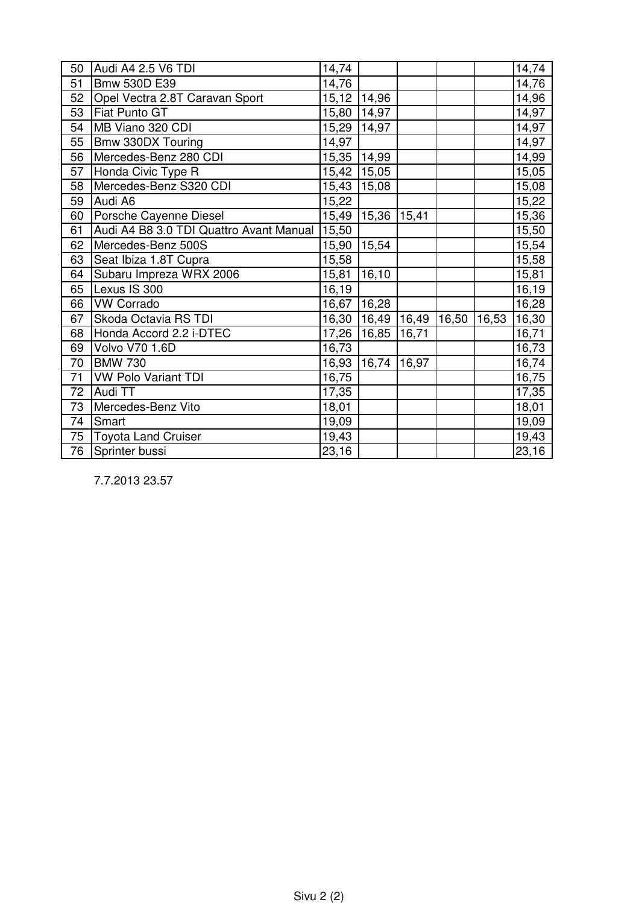| | | | | | | | |
|---|---|---|---|---|---|---|---|
| 50 | Audi A4 2.5 V6 TDI | 14,74 | | | | | 14,74 |
| 51 | Bmw 530D E39 | 14,76 | | | | | 14,76 |
| 52 | Opel Vectra 2.8T Caravan Sport | 15,12 | 14,96 | | | | 14,96 |
| 53 | Fiat Punto GT | 15,80 | 14,97 | | | | 14,97 |
| 54 | MB Viano 320 CDI | 15,29 | 14,97 | | | | 14,97 |
| 55 | Bmw 330DX Touring | 14,97 | | | | | 14,97 |
| 56 | Mercedes-Benz 280 CDI | 15,35 | 14,99 | | | | 14,99 |
| 57 | Honda Civic Type R | 15,42 | 15,05 | | | | 15,05 |
| 58 | Mercedes-Benz S320 CDI | 15,43 | 15,08 | | | | 15,08 |
| 59 | Audi A6 | 15,22 | | | | | 15,22 |
| 60 | Porsche Cayenne Diesel | 15,49 | 15,36 | 15,41 | | | 15,36 |
| 61 | Audi A4 B8 3.0 TDI Quattro Avant Manual | 15,50 | | | | | 15,50 |
| 62 | Mercedes-Benz 500S | 15,90 | 15,54 | | | | 15,54 |
| 63 | Seat Ibiza 1.8T Cupra | 15,58 | | | | | 15,58 |
| 64 | Subaru Impreza WRX 2006 | 15,81 | 16,10 | | | | 15,81 |
| 65 | Lexus IS 300 | 16,19 | | | | | 16,19 |
| 66 | VW Corrado | 16,67 | 16,28 | | | | 16,28 |
| 67 | Skoda Octavia RS TDI | 16,30 | 16,49 | 16,49 | 16,50 | 16,53 | 16,30 |
| 68 | Honda Accord 2.2 i-DTEC | 17,26 | 16,85 | 16,71 | | | 16,71 |
| 69 | Volvo V70 1.6D | 16,73 | | | | | 16,73 |
| 70 | BMW 730 | 16,93 | 16,74 | 16,97 | | | 16,74 |
| 71 | VW Polo Variant TDI | 16,75 | | | | | 16,75 |
| 72 | Audi TT | 17,35 | | | | | 17,35 |
| 73 | Mercedes-Benz Vito | 18,01 | | | | | 18,01 |
| 74 | Smart | 19,09 | | | | | 19,09 |
| 75 | Toyota Land Cruiser | 19,43 | | | | | 19,43 |
| 76 | Sprinter bussi | 23,16 | | | | | 23,16 |

7.7.2013 23.57